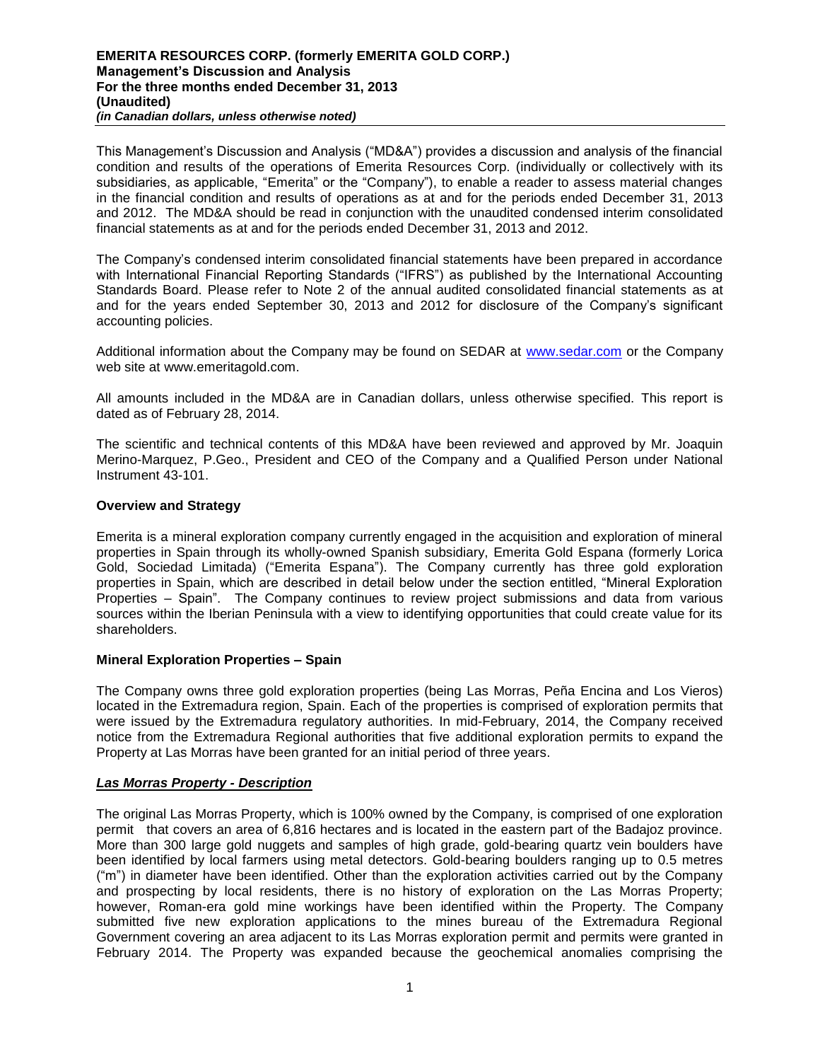**EMERITA RESOURCES CORP. (formerly EMERITA GOLD CORP.)**
**Management's Discussion and Analysis**
**For the three months ended December 31, 2013**
**(Unaudited)**
***(in Canadian dollars, unless otherwise noted)***

This Management's Discussion and Analysis ("MD&A") provides a discussion and analysis of the financial condition and results of the operations of Emerita Resources Corp. (individually or collectively with its subsidiaries, as applicable, "Emerita" or the "Company"), to enable a reader to assess material changes in the financial condition and results of operations as at and for the periods ended December 31, 2013 and 2012. The MD&A should be read in conjunction with the unaudited condensed interim consolidated financial statements as at and for the periods ended December 31, 2013 and 2012.

The Company's condensed interim consolidated financial statements have been prepared in accordance with International Financial Reporting Standards ("IFRS") as published by the International Accounting Standards Board. Please refer to Note 2 of the annual audited consolidated financial statements as at and for the years ended September 30, 2013 and 2012 for disclosure of the Company's significant accounting policies.

Additional information about the Company may be found on SEDAR at www.sedar.com or the Company web site at www.emeritagold.com.

All amounts included in the MD&A are in Canadian dollars, unless otherwise specified. This report is dated as of February 28, 2014.

The scientific and technical contents of this MD&A have been reviewed and approved by Mr. Joaquin Merino-Marquez, P.Geo., President and CEO of the Company and a Qualified Person under National Instrument 43-101.

## Overview and Strategy

Emerita is a mineral exploration company currently engaged in the acquisition and exploration of mineral properties in Spain through its wholly-owned Spanish subsidiary, Emerita Gold Espana (formerly Lorica Gold, Sociedad Limitada) ("Emerita Espana"). The Company currently has three gold exploration properties in Spain, which are described in detail below under the section entitled, "Mineral Exploration Properties – Spain". The Company continues to review project submissions and data from various sources within the Iberian Peninsula with a view to identifying opportunities that could create value for its shareholders.

## Mineral Exploration Properties – Spain

The Company owns three gold exploration properties (being Las Morras, Peña Encina and Los Vieros) located in the Extremadura region, Spain. Each of the properties is comprised of exploration permits that were issued by the Extremadura regulatory authorities. In mid-February, 2014, the Company received notice from the Extremadura Regional authorities that five additional exploration permits to expand the Property at Las Morras have been granted for an initial period of three years.

### ***Las Morras Property - Description***

The original Las Morras Property, which is 100% owned by the Company, is comprised of one exploration permit that covers an area of 6,816 hectares and is located in the eastern part of the Badajoz province. More than 300 large gold nuggets and samples of high grade, gold-bearing quartz vein boulders have been identified by local farmers using metal detectors. Gold-bearing boulders ranging up to 0.5 metres ("m") in diameter have been identified. Other than the exploration activities carried out by the Company and prospecting by local residents, there is no history of exploration on the Las Morras Property; however, Roman-era gold mine workings have been identified within the Property. The Company submitted five new exploration applications to the mines bureau of the Extremadura Regional Government covering an area adjacent to its Las Morras exploration permit and permits were granted in February 2014. The Property was expanded because the geochemical anomalies comprising the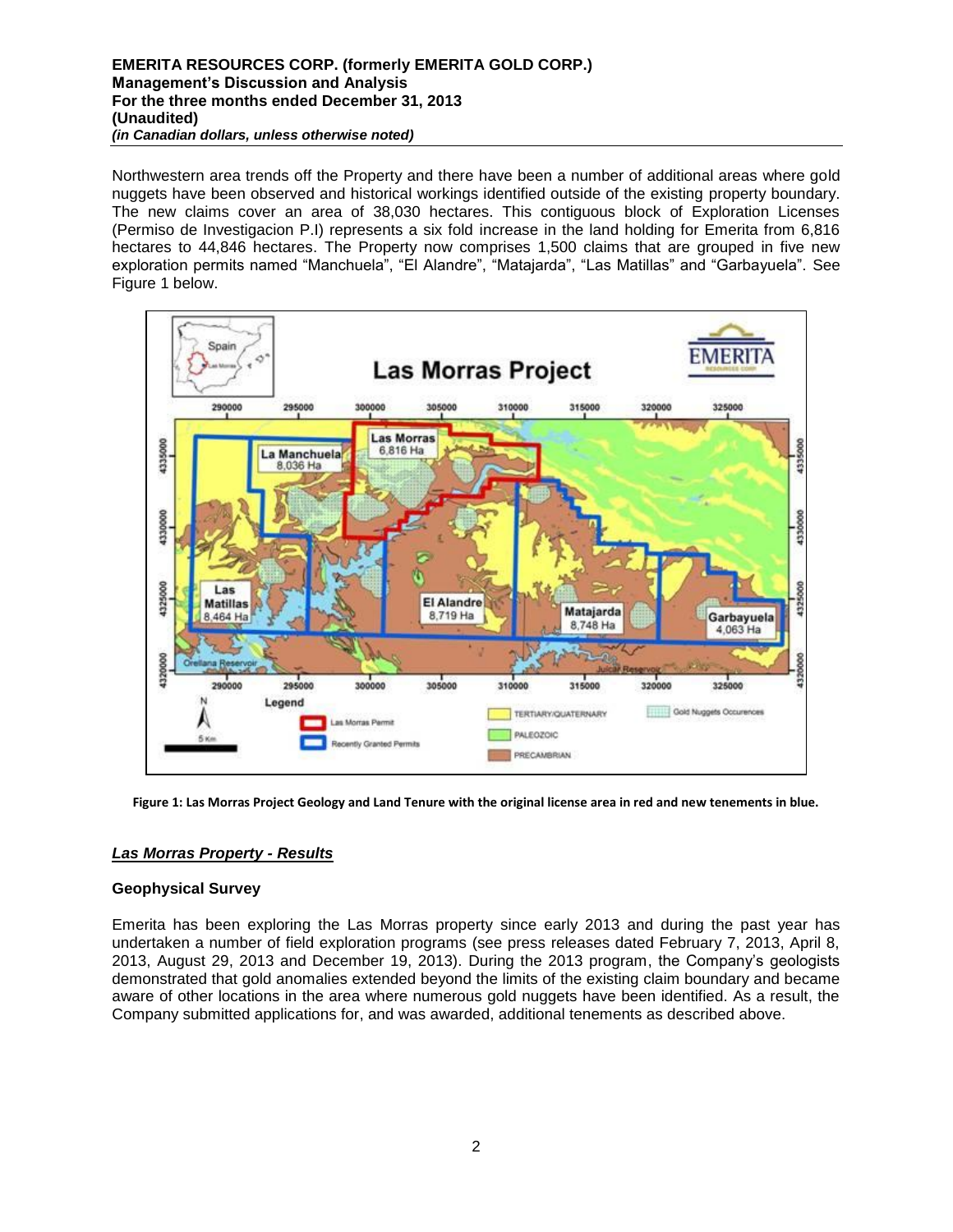Northwestern area trends off the Property and there have been a number of additional areas where gold nuggets have been observed and historical workings identified outside of the existing property boundary. The new claims cover an area of 38,030 hectares. This contiguous block of Exploration Licenses (Permiso de Investigacion P.I) represents a six fold increase in the land holding for Emerita from 6,816 hectares to 44,846 hectares. The Property now comprises 1,500 claims that are grouped in five new exploration permits named "Manchuela", "El Alandre", "Matajarda", "Las Matillas" and "Garbayuela". See Figure 1 below.

**Figure 1: Las Morras Project Geology and Land Tenure with the original license area in red and new tenements in blue.**

## *Las Morras Property - Results*

### Geophysical Survey

Emerita has been exploring the Las Morras property since early 2013 and during the past year has undertaken a number of field exploration programs (see press releases dated February 7, 2013, April 8, 2013, August 29, 2013 and December 19, 2013). During the 2013 program, the Company's geologists demonstrated that gold anomalies extended beyond the limits of the existing claim boundary and became aware of other locations in the area where numerous gold nuggets have been identified. As a result, the Company submitted applications for, and was awarded, additional tenements as described above.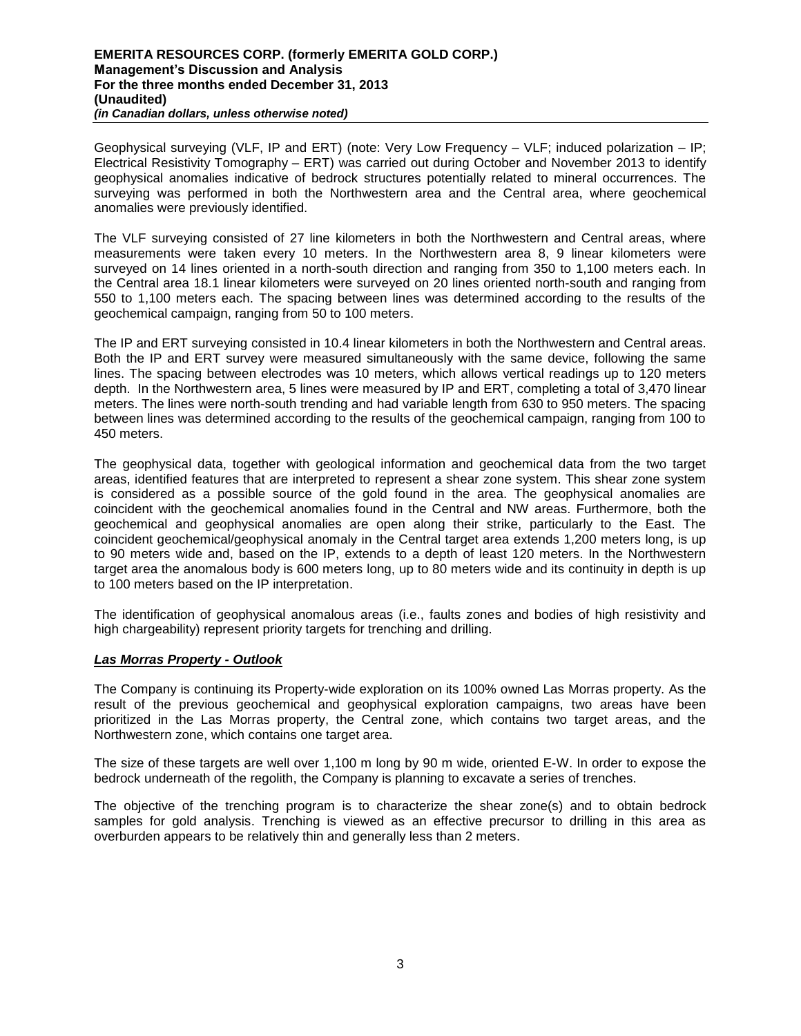Geophysical surveying (VLF, IP and ERT) (note: Very Low Frequency – VLF; induced polarization – IP; Electrical Resistivity Tomography – ERT) was carried out during October and November 2013 to identify geophysical anomalies indicative of bedrock structures potentially related to mineral occurrences. The surveying was performed in both the Northwestern area and the Central area, where geochemical anomalies were previously identified.

The VLF surveying consisted of 27 line kilometers in both the Northwestern and Central areas, where measurements were taken every 10 meters. In the Northwestern area 8, 9 linear kilometers were surveyed on 14 lines oriented in a north-south direction and ranging from 350 to 1,100 meters each. In the Central area 18.1 linear kilometers were surveyed on 20 lines oriented north-south and ranging from 550 to 1,100 meters each. The spacing between lines was determined according to the results of the geochemical campaign, ranging from 50 to 100 meters.

The IP and ERT surveying consisted in 10.4 linear kilometers in both the Northwestern and Central areas. Both the IP and ERT survey were measured simultaneously with the same device, following the same lines. The spacing between electrodes was 10 meters, which allows vertical readings up to 120 meters depth. In the Northwestern area, 5 lines were measured by IP and ERT, completing a total of 3,470 linear meters. The lines were north-south trending and had variable length from 630 to 950 meters. The spacing between lines was determined according to the results of the geochemical campaign, ranging from 100 to 450 meters.

The geophysical data, together with geological information and geochemical data from the two target areas, identified features that are interpreted to represent a shear zone system. This shear zone system is considered as a possible source of the gold found in the area. The geophysical anomalies are coincident with the geochemical anomalies found in the Central and NW areas. Furthermore, both the geochemical and geophysical anomalies are open along their strike, particularly to the East. The coincident geochemical/geophysical anomaly in the Central target area extends 1,200 meters long, is up to 90 meters wide and, based on the IP, extends to a depth of least 120 meters. In the Northwestern target area the anomalous body is 600 meters long, up to 80 meters wide and its continuity in depth is up to 100 meters based on the IP interpretation.

The identification of geophysical anomalous areas (i.e., faults zones and bodies of high resistivity and high chargeability) represent priority targets for trenching and drilling.

***Las Morras Property - Outlook***

The Company is continuing its Property-wide exploration on its 100% owned Las Morras property. As the result of the previous geochemical and geophysical exploration campaigns, two areas have been prioritized in the Las Morras property, the Central zone, which contains two target areas, and the Northwestern zone, which contains one target area.

The size of these targets are well over 1,100 m long by 90 m wide, oriented E-W. In order to expose the bedrock underneath of the regolith, the Company is planning to excavate a series of trenches.

The objective of the trenching program is to characterize the shear zone(s) and to obtain bedrock samples for gold analysis. Trenching is viewed as an effective precursor to drilling in this area as overburden appears to be relatively thin and generally less than 2 meters.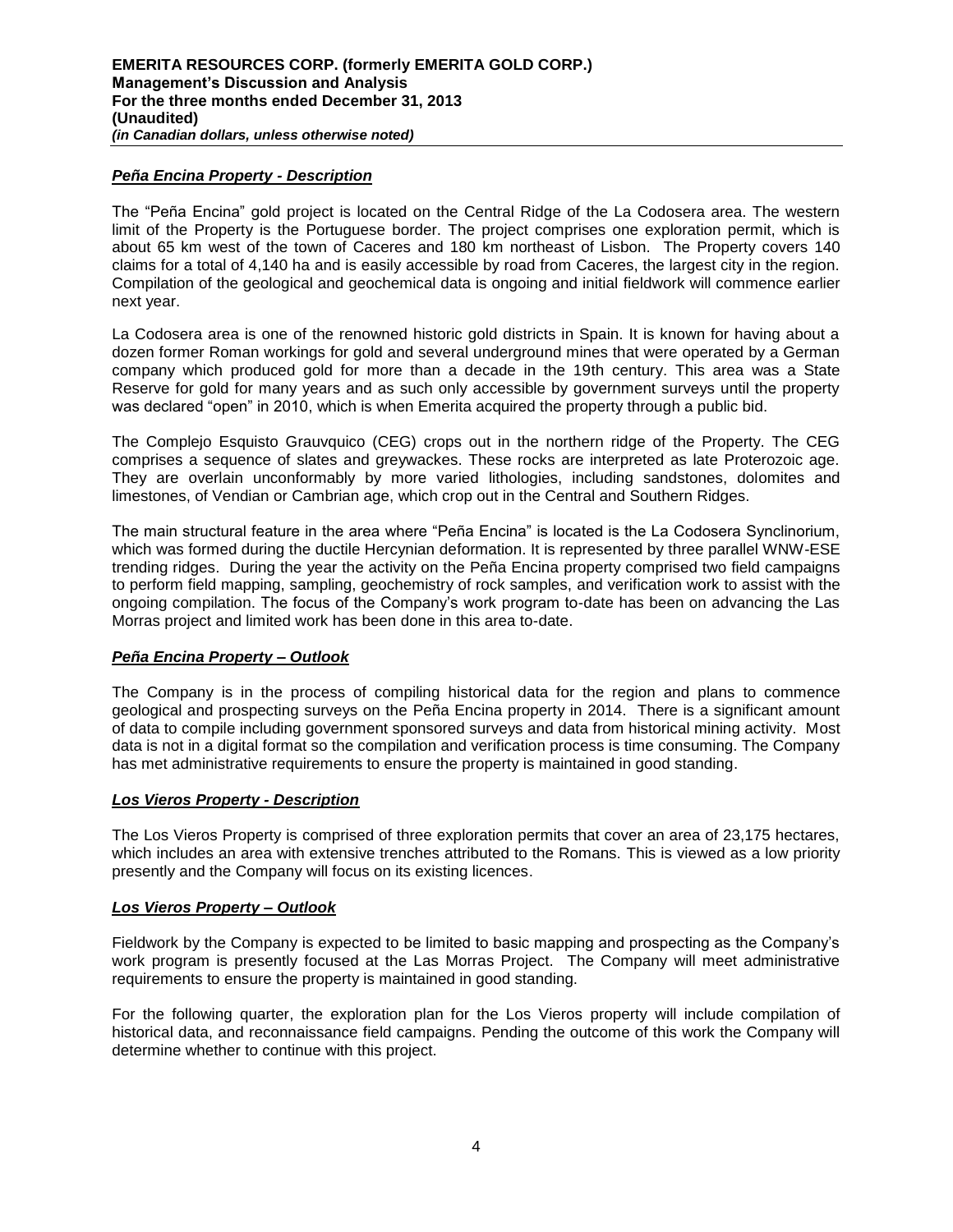### ***Peña Encina Property - Description***

The "Peña Encina" gold project is located on the Central Ridge of the La Codosera area. The western limit of the Property is the Portuguese border. The project comprises one exploration permit, which is about 65 km west of the town of Caceres and 180 km northeast of Lisbon. The Property covers 140 claims for a total of 4,140 ha and is easily accessible by road from Caceres, the largest city in the region. Compilation of the geological and geochemical data is ongoing and initial fieldwork will commence earlier next year.

La Codosera area is one of the renowned historic gold districts in Spain. It is known for having about a dozen former Roman workings for gold and several underground mines that were operated by a German company which produced gold for more than a decade in the 19th century. This area was a State Reserve for gold for many years and as such only accessible by government surveys until the property was declared "open" in 2010, which is when Emerita acquired the property through a public bid.

The Complejo Esquisto Grauvquico (CEG) crops out in the northern ridge of the Property. The CEG comprises a sequence of slates and greywackes. These rocks are interpreted as late Proterozoic age. They are overlain unconformably by more varied lithologies, including sandstones, dolomites and limestones, of Vendian or Cambrian age, which crop out in the Central and Southern Ridges.

The main structural feature in the area where "Peña Encina" is located is the La Codosera Synclinorium, which was formed during the ductile Hercynian deformation. It is represented by three parallel WNW-ESE trending ridges. During the year the activity on the Peña Encina property comprised two field campaigns to perform field mapping, sampling, geochemistry of rock samples, and verification work to assist with the ongoing compilation. The focus of the Company's work program to-date has been on advancing the Las Morras project and limited work has been done in this area to-date.

### ***Peña Encina Property – Outlook***

The Company is in the process of compiling historical data for the region and plans to commence geological and prospecting surveys on the Peña Encina property in 2014. There is a significant amount of data to compile including government sponsored surveys and data from historical mining activity. Most data is not in a digital format so the compilation and verification process is time consuming. The Company has met administrative requirements to ensure the property is maintained in good standing.

### ***Los Vieros Property - Description***

The Los Vieros Property is comprised of three exploration permits that cover an area of 23,175 hectares, which includes an area with extensive trenches attributed to the Romans. This is viewed as a low priority presently and the Company will focus on its existing licences.

### ***Los Vieros Property – Outlook***

Fieldwork by the Company is expected to be limited to basic mapping and prospecting as the Company's work program is presently focused at the Las Morras Project. The Company will meet administrative requirements to ensure the property is maintained in good standing.

For the following quarter, the exploration plan for the Los Vieros property will include compilation of historical data, and reconnaissance field campaigns. Pending the outcome of this work the Company will determine whether to continue with this project.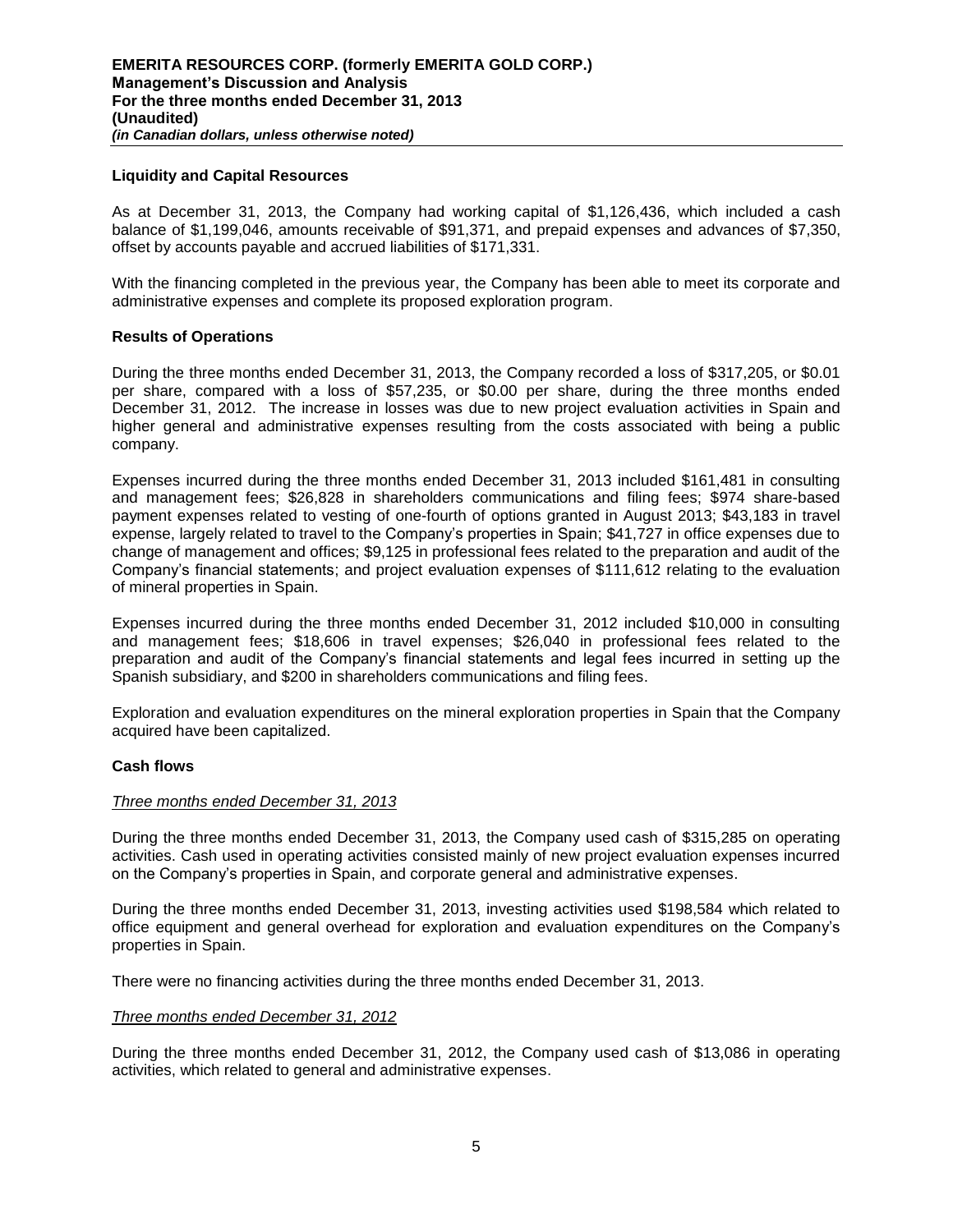## Liquidity and Capital Resources

As at December 31, 2013, the Company had working capital of $1,126,436, which included a cash balance of $1,199,046, amounts receivable of $91,371, and prepaid expenses and advances of $7,350, offset by accounts payable and accrued liabilities of $171,331.

With the financing completed in the previous year, the Company has been able to meet its corporate and administrative expenses and complete its proposed exploration program.

## Results of Operations

During the three months ended December 31, 2013, the Company recorded a loss of $317,205, or $0.01 per share, compared with a loss of $57,235, or $0.00 per share, during the three months ended December 31, 2012. The increase in losses was due to new project evaluation activities in Spain and higher general and administrative expenses resulting from the costs associated with being a public company.

Expenses incurred during the three months ended December 31, 2013 included $161,481 in consulting and management fees; $26,828 in shareholders communications and filing fees; $974 share-based payment expenses related to vesting of one-fourth of options granted in August 2013; $43,183 in travel expense, largely related to travel to the Company's properties in Spain; $41,727 in office expenses due to change of management and offices; $9,125 in professional fees related to the preparation and audit of the Company's financial statements; and project evaluation expenses of $111,612 relating to the evaluation of mineral properties in Spain.

Expenses incurred during the three months ended December 31, 2012 included $10,000 in consulting and management fees; $18,606 in travel expenses; $26,040 in professional fees related to the preparation and audit of the Company's financial statements and legal fees incurred in setting up the Spanish subsidiary, and $200 in shareholders communications and filing fees.

Exploration and evaluation expenditures on the mineral exploration properties in Spain that the Company acquired have been capitalized.

## Cash flows

*Three months ended December 31, 2013*

During the three months ended December 31, 2013, the Company used cash of $315,285 on operating activities. Cash used in operating activities consisted mainly of new project evaluation expenses incurred on the Company's properties in Spain, and corporate general and administrative expenses.

During the three months ended December 31, 2013, investing activities used $198,584 which related to office equipment and general overhead for exploration and evaluation expenditures on the Company's properties in Spain.

There were no financing activities during the three months ended December 31, 2013.

*Three months ended December 31, 2012*

During the three months ended December 31, 2012, the Company used cash of $13,086 in operating activities, which related to general and administrative expenses.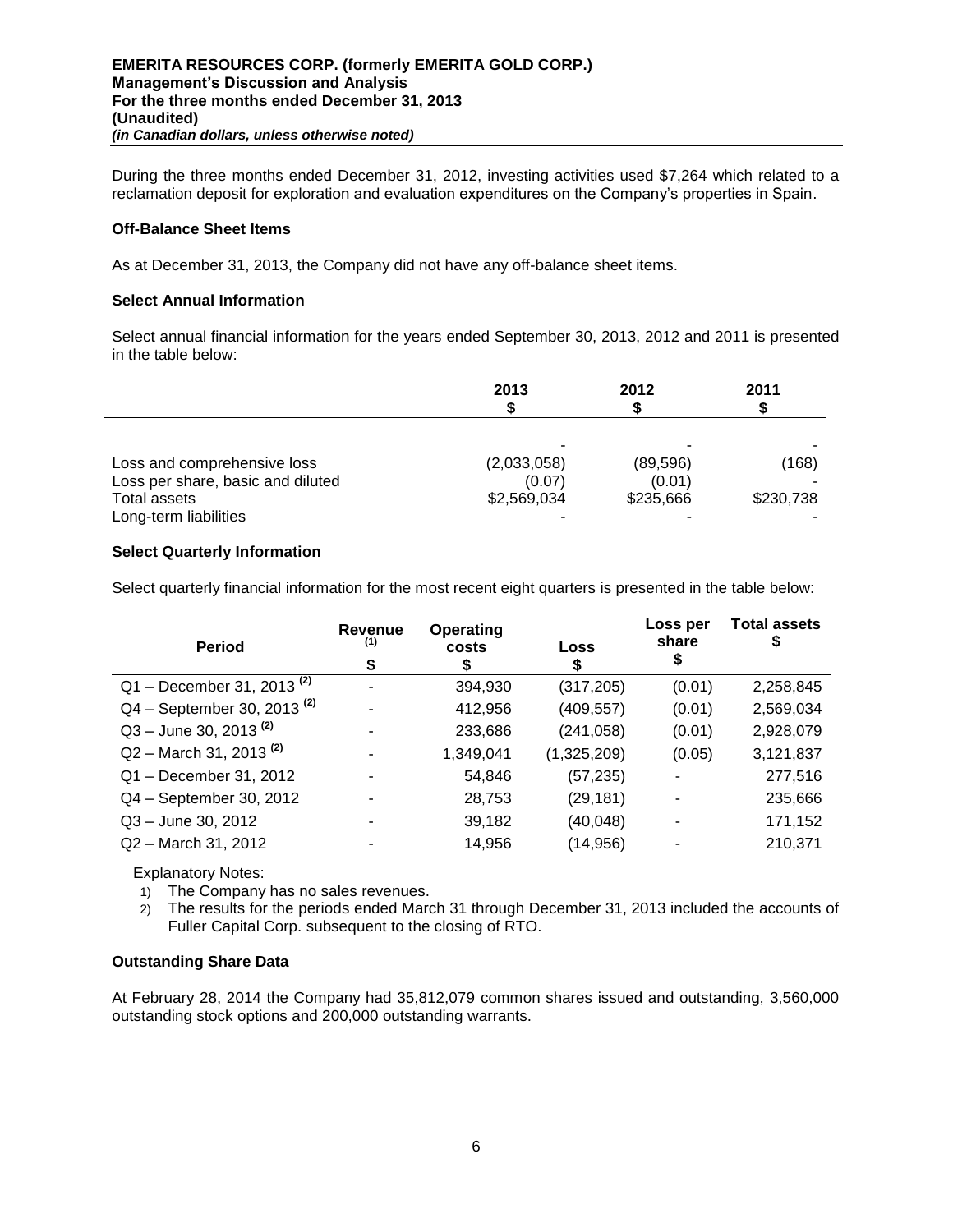During the three months ended December 31, 2012, investing activities used $7,264 which related to a reclamation deposit for exploration and evaluation expenditures on the Company's properties in Spain.

### Off-Balance Sheet Items

As at December 31, 2013, the Company did not have any off-balance sheet items.

### Select Annual Information

Select annual financial information for the years ended September 30, 2013, 2012 and 2011 is presented in the table below:

| | 2013 $ | 2012 $ | 2011 $ |
|---|---|---|---|
| | - | - | - |
| Loss and comprehensive loss | (2,033,058) | (89,596) | (168) |
| Loss per share, basic and diluted | (0.07) | (0.01) | - |
| Total assets | $2,569,034 | $235,666 | $230,738 |
| Long-term liabilities | - | - | - |

### Select Quarterly Information

Select quarterly financial information for the most recent eight quarters is presented in the table below:

| Period | Revenue [(1)] $ | Operating costs $ | Loss $ | Loss per share $ | Total assets $ |
|---|---|---|---|---|---|
| Q1 – December 31, 2013 [(2)] | - | 394,930 | (317,205) | (0.01) | 2,258,845 |
| Q4 – September 30, 2013 [(2)] | - | 412,956 | (409,557) | (0.01) | 2,569,034 |
| Q3 – June 30, 2013 [(2)] | - | 233,686 | (241,058) | (0.01) | 2,928,079 |
| Q2 – March 31, 2013 [(2)] | - | 1,349,041 | (1,325,209) | (0.05) | 3,121,837 |
| Q1 – December 31, 2012 | - | 54,846 | (57,235) | - | 277,516 |
| Q4 – September 30, 2012 | - | 28,753 | (29,181) | - | 235,666 |
| Q3 – June 30, 2012 | - | 39,182 | (40,048) | - | 171,152 |
| Q2 – March 31, 2012 | - | 14,956 | (14,956) | - | 210,371 |

Explanatory Notes:

1) The Company has no sales revenues.
2) The results for the periods ended March 31 through December 31, 2013 included the accounts of Fuller Capital Corp. subsequent to the closing of RTO.

### Outstanding Share Data

At February 28, 2014 the Company had 35,812,079 common shares issued and outstanding, 3,560,000 outstanding stock options and 200,000 outstanding warrants.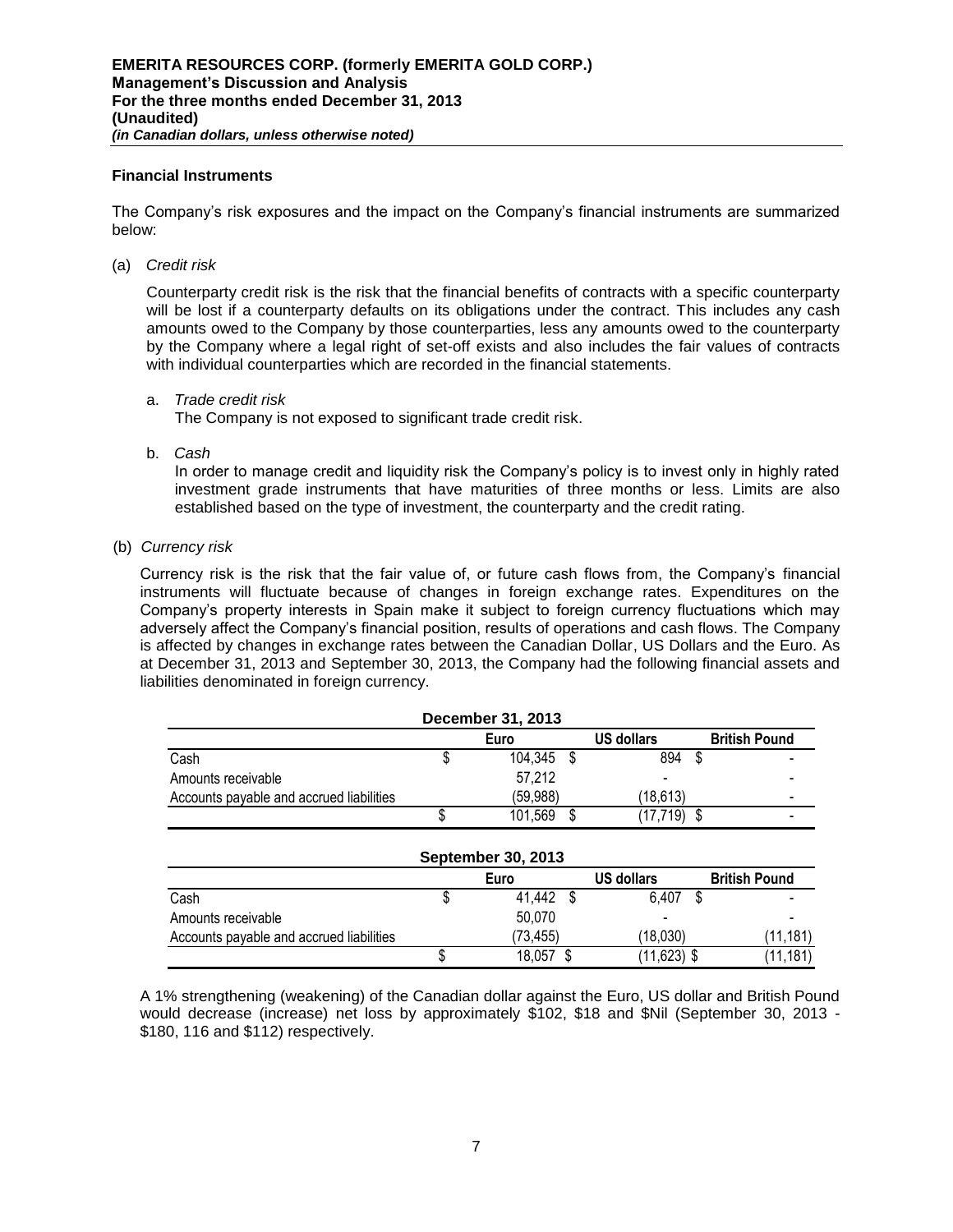### Financial Instruments

The Company's risk exposures and the impact on the Company's financial instruments are summarized below:

(a) *Credit risk*

Counterparty credit risk is the risk that the financial benefits of contracts with a specific counterparty will be lost if a counterparty defaults on its obligations under the contract. This includes any cash amounts owed to the Company by those counterparties, less any amounts owed to the counterparty by the Company where a legal right of set-off exists and also includes the fair values of contracts with individual counterparties which are recorded in the financial statements.

a. *Trade credit risk*
   The Company is not exposed to significant trade credit risk.

b. *Cash*
   In order to manage credit and liquidity risk the Company's policy is to invest only in highly rated investment grade instruments that have maturities of three months or less. Limits are also established based on the type of investment, the counterparty and the credit rating.

(b) *Currency risk*

Currency risk is the risk that the fair value of, or future cash flows from, the Company's financial instruments will fluctuate because of changes in foreign exchange rates. Expenditures on the Company's property interests in Spain make it subject to foreign currency fluctuations which may adversely affect the Company's financial position, results of operations and cash flows. The Company is affected by changes in exchange rates between the Canadian Dollar, US Dollars and the Euro. As at December 31, 2013 and September 30, 2013, the Company had the following financial assets and liabilities denominated in foreign currency.

| December 31, 2013 | Euro | US dollars | British Pound |
|---|---|---|---|
| Cash | $ 104,345 | $ 894 | $ - |
| Amounts receivable | 57,212 | - | - |
| Accounts payable and accrued liabilities | (59,988) | (18,613) | - |
| | $ 101,569 | $ (17,719) | $ - |

| September 30, 2013 | Euro | US dollars | British Pound |
|---|---|---|---|
| Cash | $ 41,442 | $ 6,407 | $ - |
| Amounts receivable | 50,070 | - | - |
| Accounts payable and accrued liabilities | (73,455) | (18,030) | (11,181) |
| | $ 18,057 | $ (11,623) | $ (11,181) |

A 1% strengthening (weakening) of the Canadian dollar against the Euro, US dollar and British Pound would decrease (increase) net loss by approximately $102, $18 and $Nil (September 30, 2013 - $180, 116 and $112) respectively.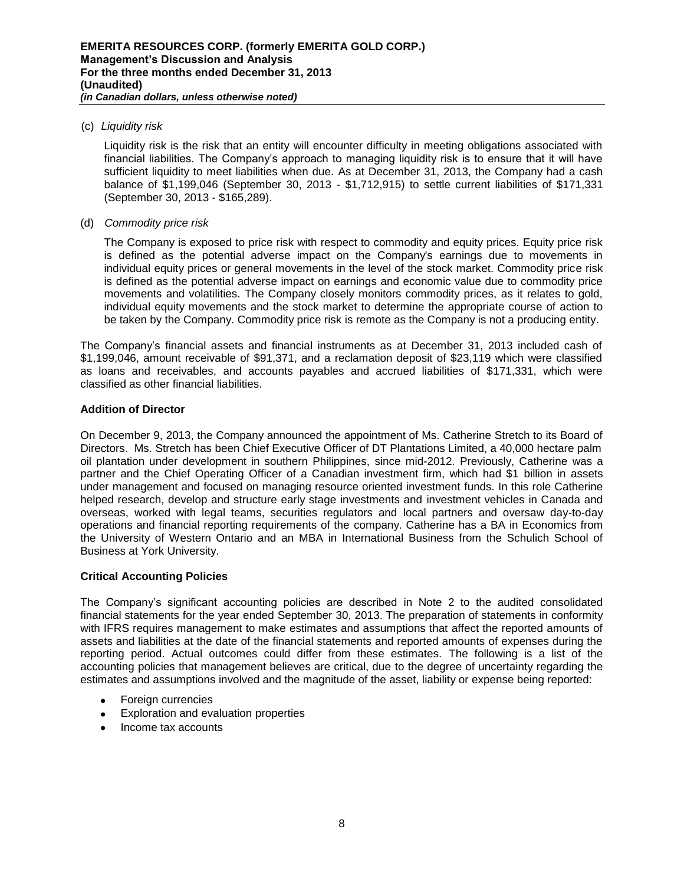(c) *Liquidity risk*

Liquidity risk is the risk that an entity will encounter difficulty in meeting obligations associated with financial liabilities. The Company's approach to managing liquidity risk is to ensure that it will have sufficient liquidity to meet liabilities when due. As at December 31, 2013, the Company had a cash balance of $1,199,046 (September 30, 2013 - $1,712,915) to settle current liabilities of $171,331 (September 30, 2013 - $165,289).

(d) *Commodity price risk*

The Company is exposed to price risk with respect to commodity and equity prices. Equity price risk is defined as the potential adverse impact on the Company's earnings due to movements in individual equity prices or general movements in the level of the stock market. Commodity price risk is defined as the potential adverse impact on earnings and economic value due to commodity price movements and volatilities. The Company closely monitors commodity prices, as it relates to gold, individual equity movements and the stock market to determine the appropriate course of action to be taken by the Company. Commodity price risk is remote as the Company is not a producing entity.

The Company's financial assets and financial instruments as at December 31, 2013 included cash of $1,199,046, amount receivable of $91,371, and a reclamation deposit of $23,119 which were classified as loans and receivables, and accounts payables and accrued liabilities of $171,331, which were classified as other financial liabilities.

**Addition of Director**

On December 9, 2013, the Company announced the appointment of Ms. Catherine Stretch to its Board of Directors. Ms. Stretch has been Chief Executive Officer of DT Plantations Limited, a 40,000 hectare palm oil plantation under development in southern Philippines, since mid-2012. Previously, Catherine was a partner and the Chief Operating Officer of a Canadian investment firm, which had $1 billion in assets under management and focused on managing resource oriented investment funds. In this role Catherine helped research, develop and structure early stage investments and investment vehicles in Canada and overseas, worked with legal teams, securities regulators and local partners and oversaw day-to-day operations and financial reporting requirements of the company. Catherine has a BA in Economics from the University of Western Ontario and an MBA in International Business from the Schulich School of Business at York University.

**Critical Accounting Policies**

The Company's significant accounting policies are described in Note 2 to the audited consolidated financial statements for the year ended September 30, 2013. The preparation of statements in conformity with IFRS requires management to make estimates and assumptions that affect the reported amounts of assets and liabilities at the date of the financial statements and reported amounts of expenses during the reporting period. Actual outcomes could differ from these estimates. The following is a list of the accounting policies that management believes are critical, due to the degree of uncertainty regarding the estimates and assumptions involved and the magnitude of the asset, liability or expense being reported:

- Foreign currencies
- Exploration and evaluation properties
- Income tax accounts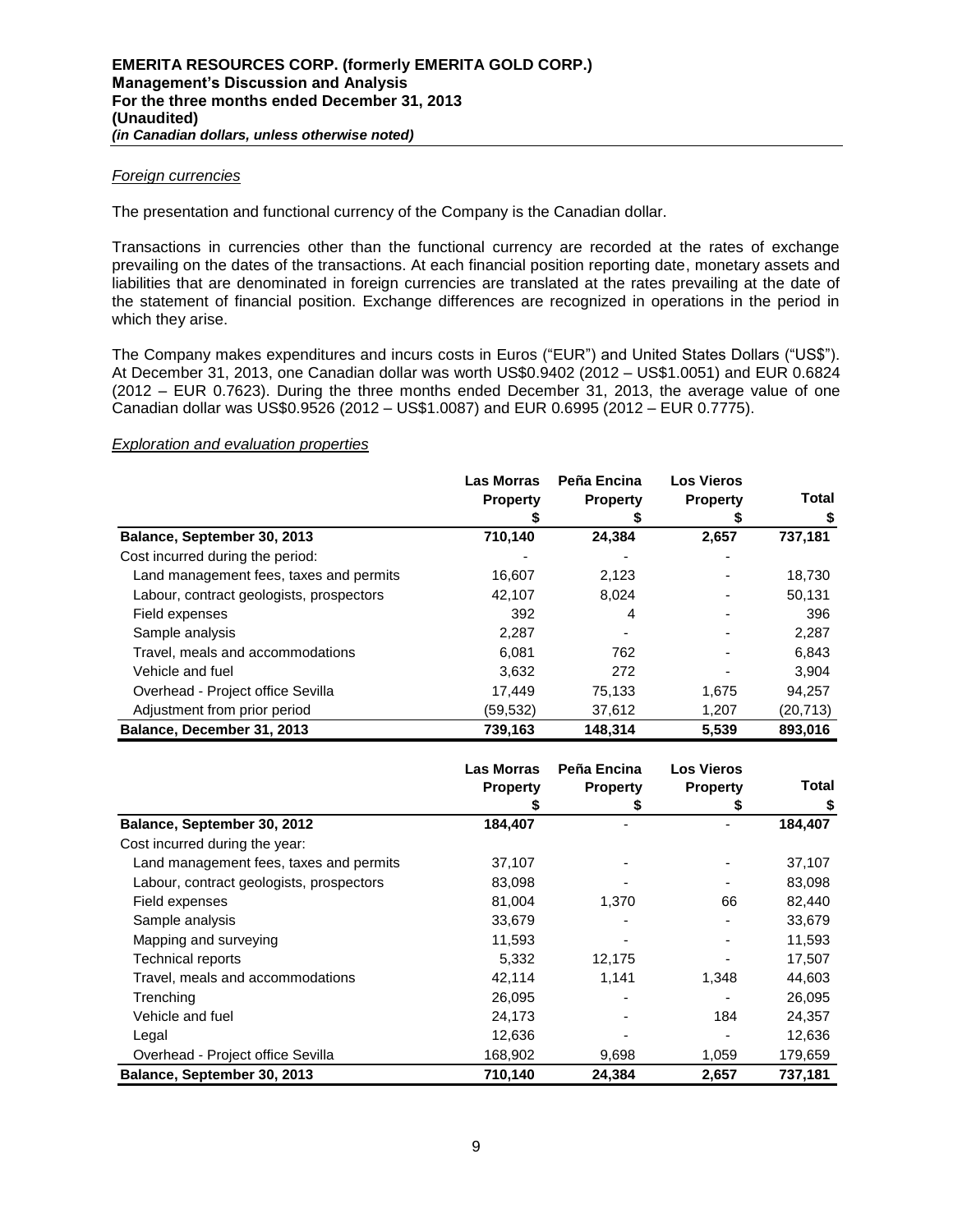*Foreign currencies*

The presentation and functional currency of the Company is the Canadian dollar.

Transactions in currencies other than the functional currency are recorded at the rates of exchange prevailing on the dates of the transactions. At each financial position reporting date, monetary assets and liabilities that are denominated in foreign currencies are translated at the rates prevailing at the date of the statement of financial position. Exchange differences are recognized in operations in the period in which they arise.

The Company makes expenditures and incurs costs in Euros ("EUR") and United States Dollars ("US$"). At December 31, 2013, one Canadian dollar was worth US$0.9402 (2012 – US$1.0051) and EUR 0.6824 (2012 – EUR 0.7623). During the three months ended December 31, 2013, the average value of one Canadian dollar was US$0.9526 (2012 – US$1.0087) and EUR 0.6995 (2012 – EUR 0.7775).

*Exploration and evaluation properties*

| | Las Morras Property $ | Peña Encina Property $ | Los Vieros Property $ | Total $ |
|---|---|---|---|---|
| **Balance, September 30, 2013** | **710,140** | **24,384** | **2,657** | **737,181** |
| Cost incurred during the period: | - | - | - | |
| Land management fees, taxes and permits | 16,607 | 2,123 | - | 18,730 |
| Labour, contract geologists, prospectors | 42,107 | 8,024 | - | 50,131 |
| Field expenses | 392 | 4 | - | 396 |
| Sample analysis | 2,287 | - | - | 2,287 |
| Travel, meals and accommodations | 6,081 | 762 | - | 6,843 |
| Vehicle and fuel | 3,632 | 272 | - | 3,904 |
| Overhead - Project office Sevilla | 17,449 | 75,133 | 1,675 | 94,257 |
| Adjustment from prior period | (59,532) | 37,612 | 1,207 | (20,713) |
| **Balance, December 31, 2013** | **739,163** | **148,314** | **5,539** | **893,016** |

| | Las Morras Property $ | Peña Encina Property $ | Los Vieros Property $ | Total $ |
|---|---|---|---|---|
| **Balance, September 30, 2012** | **184,407** | - | - | **184,407** |
| Cost incurred during the year: | | | | |
| Land management fees, taxes and permits | 37,107 | - | - | 37,107 |
| Labour, contract geologists, prospectors | 83,098 | - | - | 83,098 |
| Field expenses | 81,004 | 1,370 | 66 | 82,440 |
| Sample analysis | 33,679 | - | - | 33,679 |
| Mapping and surveying | 11,593 | - | - | 11,593 |
| Technical reports | 5,332 | 12,175 | - | 17,507 |
| Travel, meals and accommodations | 42,114 | 1,141 | 1,348 | 44,603 |
| Trenching | 26,095 | - | - | 26,095 |
| Vehicle and fuel | 24,173 | - | 184 | 24,357 |
| Legal | 12,636 | - | - | 12,636 |
| Overhead - Project office Sevilla | 168,902 | 9,698 | 1,059 | 179,659 |
| **Balance, September 30, 2013** | **710,140** | **24,384** | **2,657** | **737,181** |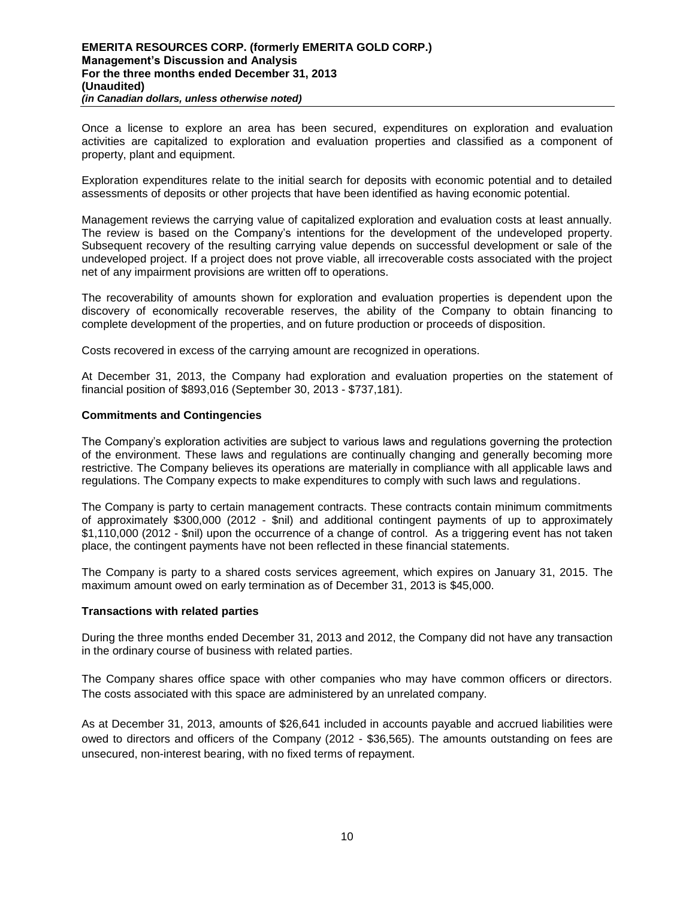Once a license to explore an area has been secured, expenditures on exploration and evaluation activities are capitalized to exploration and evaluation properties and classified as a component of property, plant and equipment.

Exploration expenditures relate to the initial search for deposits with economic potential and to detailed assessments of deposits or other projects that have been identified as having economic potential.

Management reviews the carrying value of capitalized exploration and evaluation costs at least annually. The review is based on the Company's intentions for the development of the undeveloped property. Subsequent recovery of the resulting carrying value depends on successful development or sale of the undeveloped project. If a project does not prove viable, all irrecoverable costs associated with the project net of any impairment provisions are written off to operations.

The recoverability of amounts shown for exploration and evaluation properties is dependent upon the discovery of economically recoverable reserves, the ability of the Company to obtain financing to complete development of the properties, and on future production or proceeds of disposition.

Costs recovered in excess of the carrying amount are recognized in operations.

At December 31, 2013, the Company had exploration and evaluation properties on the statement of financial position of $893,016 (September 30, 2013 - $737,181).

### Commitments and Contingencies

The Company's exploration activities are subject to various laws and regulations governing the protection of the environment. These laws and regulations are continually changing and generally becoming more restrictive. The Company believes its operations are materially in compliance with all applicable laws and regulations. The Company expects to make expenditures to comply with such laws and regulations.

The Company is party to certain management contracts. These contracts contain minimum commitments of approximately $300,000 (2012 - $nil) and additional contingent payments of up to approximately $1,110,000 (2012 - $nil) upon the occurrence of a change of control. As a triggering event has not taken place, the contingent payments have not been reflected in these financial statements.

The Company is party to a shared costs services agreement, which expires on January 31, 2015. The maximum amount owed on early termination as of December 31, 2013 is $45,000.

### Transactions with related parties

During the three months ended December 31, 2013 and 2012, the Company did not have any transaction in the ordinary course of business with related parties.

The Company shares office space with other companies who may have common officers or directors. The costs associated with this space are administered by an unrelated company.

As at December 31, 2013, amounts of $26,641 included in accounts payable and accrued liabilities were owed to directors and officers of the Company (2012 - $36,565). The amounts outstanding on fees are unsecured, non-interest bearing, with no fixed terms of repayment.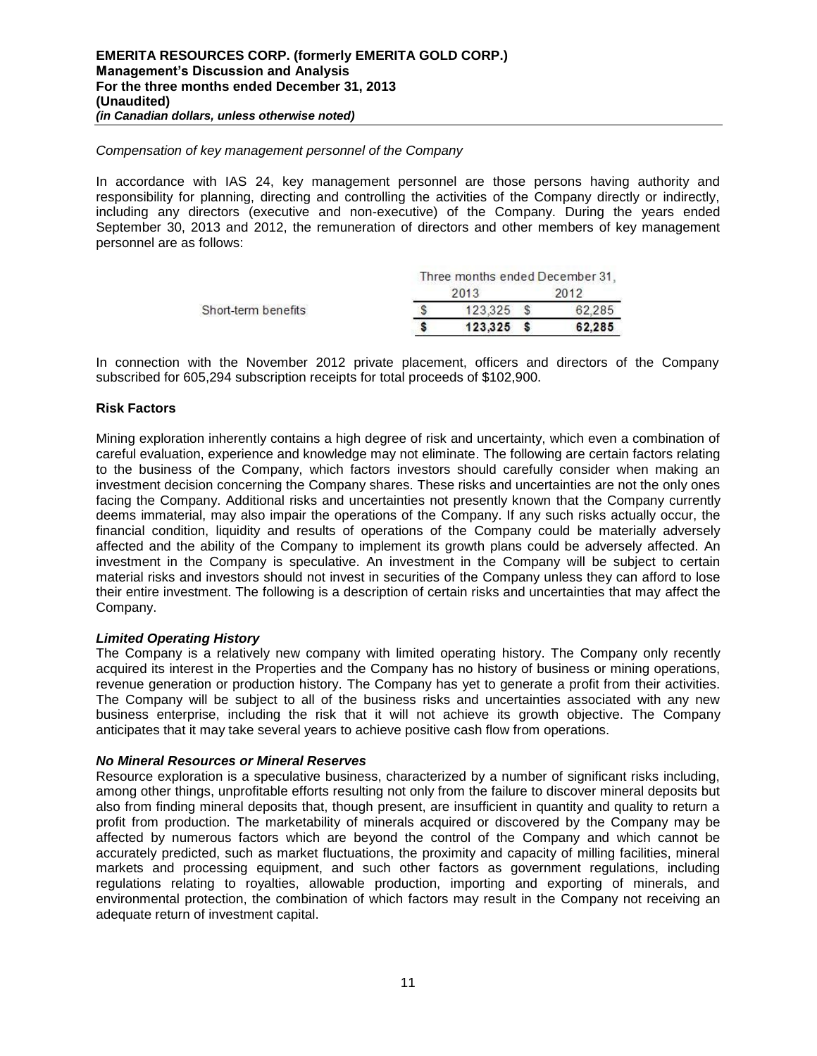*Compensation of key management personnel of the Company*

In accordance with IAS 24, key management personnel are those persons having authority and responsibility for planning, directing and controlling the activities of the Company directly or indirectly, including any directors (executive and non-executive) of the Company. During the years ended September 30, 2013 and 2012, the remuneration of directors and other members of key management personnel are as follows:

| | Three months ended December 31, | |
|---|---|---|
| | 2013 | 2012 |
| Short-term benefits | $ 123,325 | $ 62,285 |
| | **$ 123,325** | **$ 62,285** |

In connection with the November 2012 private placement, officers and directors of the Company subscribed for 605,294 subscription receipts for total proceeds of $102,900.

## Risk Factors

Mining exploration inherently contains a high degree of risk and uncertainty, which even a combination of careful evaluation, experience and knowledge may not eliminate. The following are certain factors relating to the business of the Company, which factors investors should carefully consider when making an investment decision concerning the Company shares. These risks and uncertainties are not the only ones facing the Company. Additional risks and uncertainties not presently known that the Company currently deems immaterial, may also impair the operations of the Company. If any such risks actually occur, the financial condition, liquidity and results of operations of the Company could be materially adversely affected and the ability of the Company to implement its growth plans could be adversely affected. An investment in the Company is speculative. An investment in the Company will be subject to certain material risks and investors should not invest in securities of the Company unless they can afford to lose their entire investment. The following is a description of certain risks and uncertainties that may affect the Company.

***Limited Operating History***

The Company is a relatively new company with limited operating history. The Company only recently acquired its interest in the Properties and the Company has no history of business or mining operations, revenue generation or production history. The Company has yet to generate a profit from their activities. The Company will be subject to all of the business risks and uncertainties associated with any new business enterprise, including the risk that it will not achieve its growth objective. The Company anticipates that it may take several years to achieve positive cash flow from operations.

***No Mineral Resources or Mineral Reserves***

Resource exploration is a speculative business, characterized by a number of significant risks including, among other things, unprofitable efforts resulting not only from the failure to discover mineral deposits but also from finding mineral deposits that, though present, are insufficient in quantity and quality to return a profit from production. The marketability of minerals acquired or discovered by the Company may be affected by numerous factors which are beyond the control of the Company and which cannot be accurately predicted, such as market fluctuations, the proximity and capacity of milling facilities, mineral markets and processing equipment, and such other factors as government regulations, including regulations relating to royalties, allowable production, importing and exporting of minerals, and environmental protection, the combination of which factors may result in the Company not receiving an adequate return of investment capital.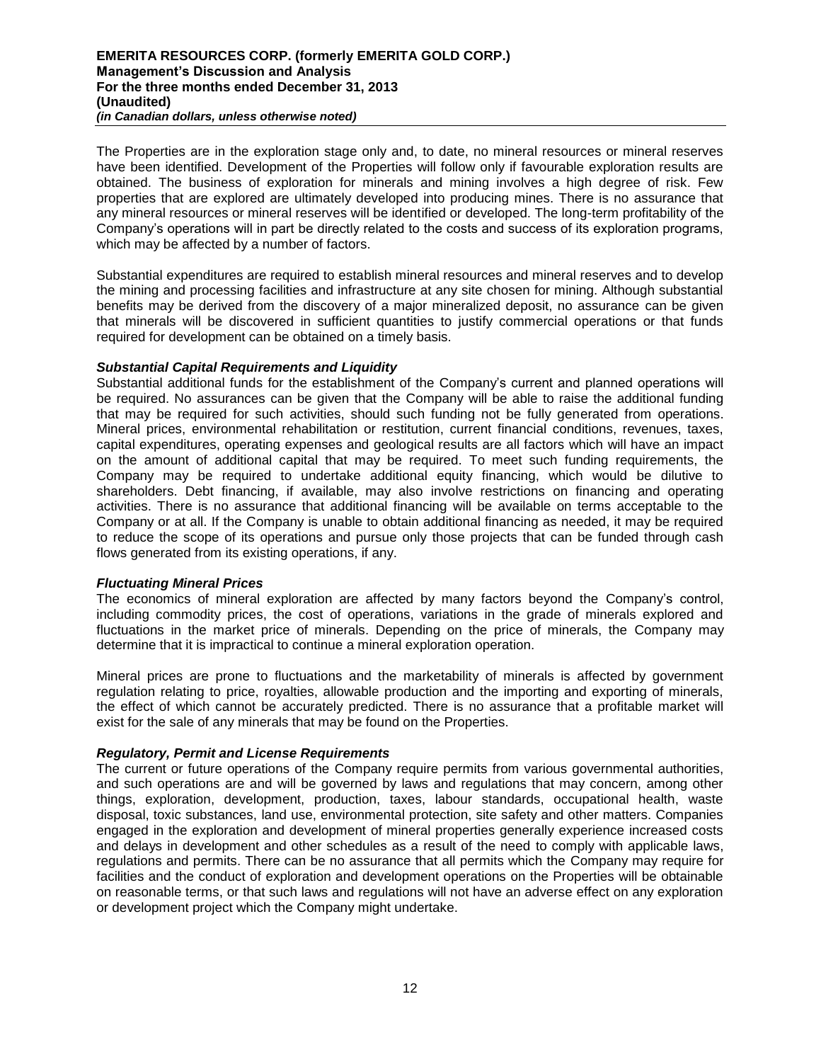The Properties are in the exploration stage only and, to date, no mineral resources or mineral reserves have been identified. Development of the Properties will follow only if favourable exploration results are obtained. The business of exploration for minerals and mining involves a high degree of risk. Few properties that are explored are ultimately developed into producing mines. There is no assurance that any mineral resources or mineral reserves will be identified or developed. The long-term profitability of the Company's operations will in part be directly related to the costs and success of its exploration programs, which may be affected by a number of factors.

Substantial expenditures are required to establish mineral resources and mineral reserves and to develop the mining and processing facilities and infrastructure at any site chosen for mining. Although substantial benefits may be derived from the discovery of a major mineralized deposit, no assurance can be given that minerals will be discovered in sufficient quantities to justify commercial operations or that funds required for development can be obtained on a timely basis.

***Substantial Capital Requirements and Liquidity***

Substantial additional funds for the establishment of the Company's current and planned operations will be required. No assurances can be given that the Company will be able to raise the additional funding that may be required for such activities, should such funding not be fully generated from operations. Mineral prices, environmental rehabilitation or restitution, current financial conditions, revenues, taxes, capital expenditures, operating expenses and geological results are all factors which will have an impact on the amount of additional capital that may be required. To meet such funding requirements, the Company may be required to undertake additional equity financing, which would be dilutive to shareholders. Debt financing, if available, may also involve restrictions on financing and operating activities. There is no assurance that additional financing will be available on terms acceptable to the Company or at all. If the Company is unable to obtain additional financing as needed, it may be required to reduce the scope of its operations and pursue only those projects that can be funded through cash flows generated from its existing operations, if any.

***Fluctuating Mineral Prices***

The economics of mineral exploration are affected by many factors beyond the Company's control, including commodity prices, the cost of operations, variations in the grade of minerals explored and fluctuations in the market price of minerals. Depending on the price of minerals, the Company may determine that it is impractical to continue a mineral exploration operation.

Mineral prices are prone to fluctuations and the marketability of minerals is affected by government regulation relating to price, royalties, allowable production and the importing and exporting of minerals, the effect of which cannot be accurately predicted. There is no assurance that a profitable market will exist for the sale of any minerals that may be found on the Properties.

***Regulatory, Permit and License Requirements***

The current or future operations of the Company require permits from various governmental authorities, and such operations are and will be governed by laws and regulations that may concern, among other things, exploration, development, production, taxes, labour standards, occupational health, waste disposal, toxic substances, land use, environmental protection, site safety and other matters. Companies engaged in the exploration and development of mineral properties generally experience increased costs and delays in development and other schedules as a result of the need to comply with applicable laws, regulations and permits. There can be no assurance that all permits which the Company may require for facilities and the conduct of exploration and development operations on the Properties will be obtainable on reasonable terms, or that such laws and regulations will not have an adverse effect on any exploration or development project which the Company might undertake.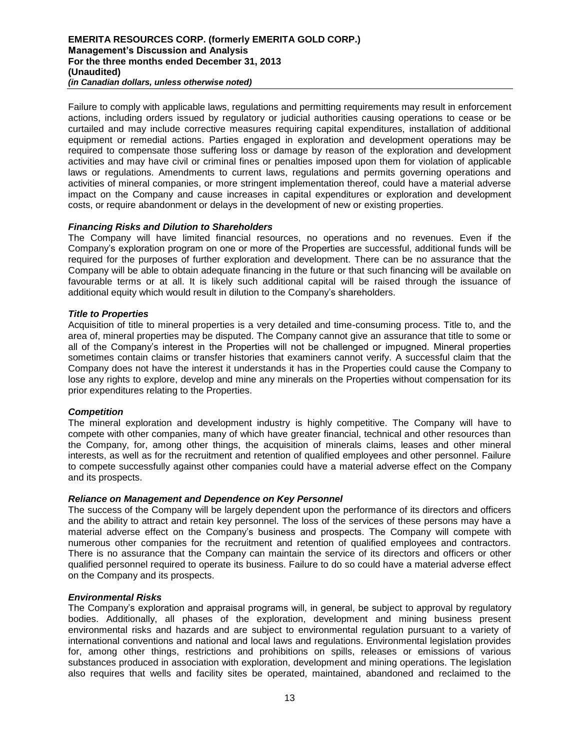Failure to comply with applicable laws, regulations and permitting requirements may result in enforcement actions, including orders issued by regulatory or judicial authorities causing operations to cease or be curtailed and may include corrective measures requiring capital expenditures, installation of additional equipment or remedial actions. Parties engaged in exploration and development operations may be required to compensate those suffering loss or damage by reason of the exploration and development activities and may have civil or criminal fines or penalties imposed upon them for violation of applicable laws or regulations. Amendments to current laws, regulations and permits governing operations and activities of mineral companies, or more stringent implementation thereof, could have a material adverse impact on the Company and cause increases in capital expenditures or exploration and development costs, or require abandonment or delays in the development of new or existing properties.

***Financing Risks and Dilution to Shareholders***

The Company will have limited financial resources, no operations and no revenues. Even if the Company's exploration program on one or more of the Properties are successful, additional funds will be required for the purposes of further exploration and development. There can be no assurance that the Company will be able to obtain adequate financing in the future or that such financing will be available on favourable terms or at all. It is likely such additional capital will be raised through the issuance of additional equity which would result in dilution to the Company's shareholders.

***Title to Properties***

Acquisition of title to mineral properties is a very detailed and time-consuming process. Title to, and the area of, mineral properties may be disputed. The Company cannot give an assurance that title to some or all of the Company's interest in the Properties will not be challenged or impugned. Mineral properties sometimes contain claims or transfer histories that examiners cannot verify. A successful claim that the Company does not have the interest it understands it has in the Properties could cause the Company to lose any rights to explore, develop and mine any minerals on the Properties without compensation for its prior expenditures relating to the Properties.

***Competition***

The mineral exploration and development industry is highly competitive. The Company will have to compete with other companies, many of which have greater financial, technical and other resources than the Company, for, among other things, the acquisition of minerals claims, leases and other mineral interests, as well as for the recruitment and retention of qualified employees and other personnel. Failure to compete successfully against other companies could have a material adverse effect on the Company and its prospects.

***Reliance on Management and Dependence on Key Personnel***

The success of the Company will be largely dependent upon the performance of its directors and officers and the ability to attract and retain key personnel. The loss of the services of these persons may have a material adverse effect on the Company's business and prospects. The Company will compete with numerous other companies for the recruitment and retention of qualified employees and contractors. There is no assurance that the Company can maintain the service of its directors and officers or other qualified personnel required to operate its business. Failure to do so could have a material adverse effect on the Company and its prospects.

***Environmental Risks***

The Company's exploration and appraisal programs will, in general, be subject to approval by regulatory bodies. Additionally, all phases of the exploration, development and mining business present environmental risks and hazards and are subject to environmental regulation pursuant to a variety of international conventions and national and local laws and regulations. Environmental legislation provides for, among other things, restrictions and prohibitions on spills, releases or emissions of various substances produced in association with exploration, development and mining operations. The legislation also requires that wells and facility sites be operated, maintained, abandoned and reclaimed to the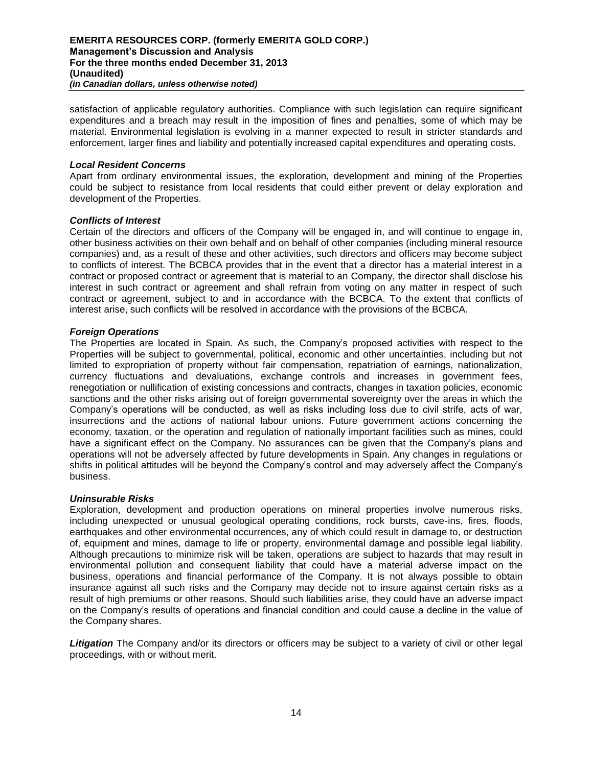satisfaction of applicable regulatory authorities. Compliance with such legislation can require significant expenditures and a breach may result in the imposition of fines and penalties, some of which may be material. Environmental legislation is evolving in a manner expected to result in stricter standards and enforcement, larger fines and liability and potentially increased capital expenditures and operating costs.

***Local Resident Concerns***

Apart from ordinary environmental issues, the exploration, development and mining of the Properties could be subject to resistance from local residents that could either prevent or delay exploration and development of the Properties.

***Conflicts of Interest***

Certain of the directors and officers of the Company will be engaged in, and will continue to engage in, other business activities on their own behalf and on behalf of other companies (including mineral resource companies) and, as a result of these and other activities, such directors and officers may become subject to conflicts of interest. The BCBCA provides that in the event that a director has a material interest in a contract or proposed contract or agreement that is material to an Company, the director shall disclose his interest in such contract or agreement and shall refrain from voting on any matter in respect of such contract or agreement, subject to and in accordance with the BCBCA. To the extent that conflicts of interest arise, such conflicts will be resolved in accordance with the provisions of the BCBCA.

***Foreign Operations***

The Properties are located in Spain. As such, the Company's proposed activities with respect to the Properties will be subject to governmental, political, economic and other uncertainties, including but not limited to expropriation of property without fair compensation, repatriation of earnings, nationalization, currency fluctuations and devaluations, exchange controls and increases in government fees, renegotiation or nullification of existing concessions and contracts, changes in taxation policies, economic sanctions and the other risks arising out of foreign governmental sovereignty over the areas in which the Company's operations will be conducted, as well as risks including loss due to civil strife, acts of war, insurrections and the actions of national labour unions. Future government actions concerning the economy, taxation, or the operation and regulation of nationally important facilities such as mines, could have a significant effect on the Company. No assurances can be given that the Company's plans and operations will not be adversely affected by future developments in Spain. Any changes in regulations or shifts in political attitudes will be beyond the Company's control and may adversely affect the Company's business.

***Uninsurable Risks***

Exploration, development and production operations on mineral properties involve numerous risks, including unexpected or unusual geological operating conditions, rock bursts, cave-ins, fires, floods, earthquakes and other environmental occurrences, any of which could result in damage to, or destruction of, equipment and mines, damage to life or property, environmental damage and possible legal liability. Although precautions to minimize risk will be taken, operations are subject to hazards that may result in environmental pollution and consequent liability that could have a material adverse impact on the business, operations and financial performance of the Company. It is not always possible to obtain insurance against all such risks and the Company may decide not to insure against certain risks as a result of high premiums or other reasons. Should such liabilities arise, they could have an adverse impact on the Company's results of operations and financial condition and could cause a decline in the value of the Company shares.

***Litigation*** The Company and/or its directors or officers may be subject to a variety of civil or other legal proceedings, with or without merit.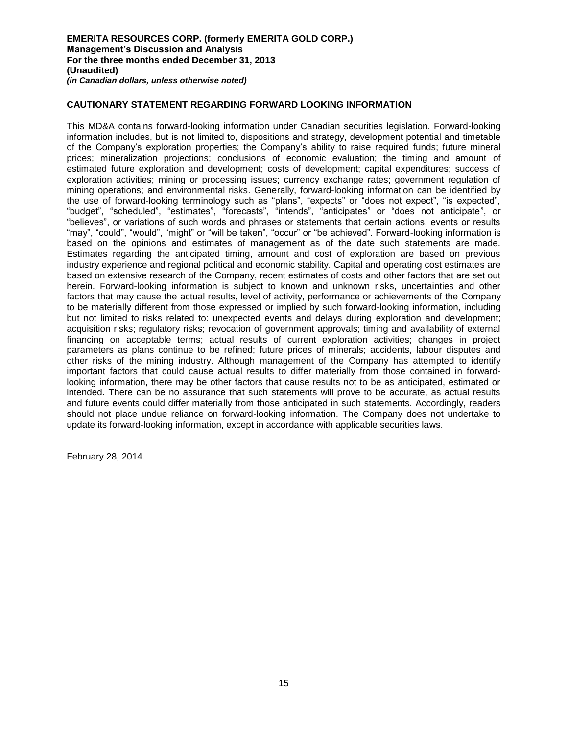## CAUTIONARY STATEMENT REGARDING FORWARD LOOKING INFORMATION

This MD&A contains forward-looking information under Canadian securities legislation. Forward-looking information includes, but is not limited to, dispositions and strategy, development potential and timetable of the Company's exploration properties; the Company's ability to raise required funds; future mineral prices; mineralization projections; conclusions of economic evaluation; the timing and amount of estimated future exploration and development; costs of development; capital expenditures; success of exploration activities; mining or processing issues; currency exchange rates; government regulation of mining operations; and environmental risks. Generally, forward-looking information can be identified by the use of forward-looking terminology such as "plans", "expects" or "does not expect", "is expected", "budget", "scheduled", "estimates", "forecasts", "intends", "anticipates" or "does not anticipate", or "believes", or variations of such words and phrases or statements that certain actions, events or results "may", "could", "would", "might" or "will be taken", "occur" or "be achieved". Forward-looking information is based on the opinions and estimates of management as of the date such statements are made. Estimates regarding the anticipated timing, amount and cost of exploration are based on previous industry experience and regional political and economic stability. Capital and operating cost estimates are based on extensive research of the Company, recent estimates of costs and other factors that are set out herein. Forward-looking information is subject to known and unknown risks, uncertainties and other factors that may cause the actual results, level of activity, performance or achievements of the Company to be materially different from those expressed or implied by such forward-looking information, including but not limited to risks related to: unexpected events and delays during exploration and development; acquisition risks; regulatory risks; revocation of government approvals; timing and availability of external financing on acceptable terms; actual results of current exploration activities; changes in project parameters as plans continue to be refined; future prices of minerals; accidents, labour disputes and other risks of the mining industry. Although management of the Company has attempted to identify important factors that could cause actual results to differ materially from those contained in forward-looking information, there may be other factors that cause results not to be as anticipated, estimated or intended. There can be no assurance that such statements will prove to be accurate, as actual results and future events could differ materially from those anticipated in such statements. Accordingly, readers should not place undue reliance on forward-looking information. The Company does not undertake to update its forward-looking information, except in accordance with applicable securities laws.

February 28, 2014.